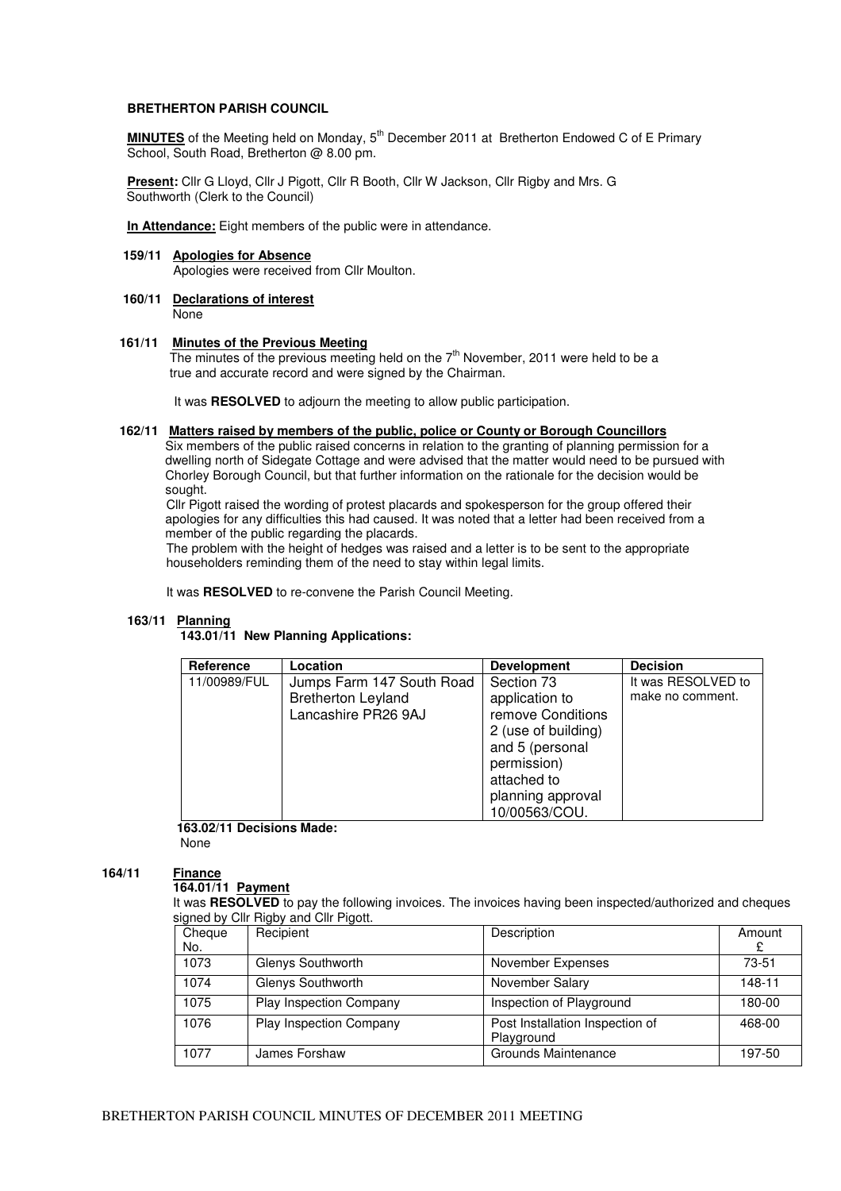**BRETHERTON PARISH COUNCIL**

**MINUTES** of the Meeting held on Monday, 5th December 2011 at Bretherton Endowed C of E Primary School, South Road, Bretherton @ 8.00 pm.

**Present:** Cllr G Lloyd, Cllr J Pigott, Cllr R Booth, Cllr W Jackson, Cllr Rigby and Mrs. G Southworth (Clerk to the Council)

**In Attendance:** Eight members of the public were in attendance.

**159/11 Apologies for Absence**

Apologies were received from Cllr Moulton.

**160/11 Declarations of interest**

None

**161/11 Minutes of the Previous Meeting**

The minutes of the previous meeting held on the 7th November, 2011 were held to be a true and accurate record and were signed by the Chairman.

It was **RESOLVED** to adjourn the meeting to allow public participation.

**162/11 Matters raised by members of the public, police or County or Borough Councillors**

Six members of the public raised concerns in relation to the granting of planning permission for a dwelling north of Sidegate Cottage and were advised that the matter would need to be pursued with Chorley Borough Council, but that further information on the rationale for the decision would be sought.

Cllr Pigott raised the wording of protest placards and spokesperson for the group offered their apologies for any difficulties this had caused. It was noted that a letter had been received from a member of the public regarding the placards.

The problem with the height of hedges was raised and a letter is to be sent to the appropriate householders reminding them of the need to stay within legal limits.

It was **RESOLVED** to re-convene the Parish Council Meeting.

**163/11 Planning**

**143.01/11 New Planning Applications:**

| Reference | Location | Development | Decision |
|---|---|---|---|
| 11/00989/FUL | Jumps Farm 147 South Road Bretherton Leyland Lancashire PR26 9AJ | Section 73 application to remove Conditions 2 (use of building) and 5 (personal permission) attached to planning approval 10/00563/COU. | It was RESOLVED to make no comment. |

**163.02/11 Decisions Made:**

None

**164/11 Finance**

**164.01/11 Payment**

It was **RESOLVED** to pay the following invoices. The invoices having been inspected/authorized and cheques signed by Cllr Rigby and Cllr Pigott.

| Cheque No. | Recipient | Description | Amount £ |
|---|---|---|---|
| 1073 | Glenys Southworth | November Expenses | 73-51 |
| 1074 | Glenys Southworth | November Salary | 148-11 |
| 1075 | Play Inspection Company | Inspection of Playground | 180-00 |
| 1076 | Play Inspection Company | Post Installation Inspection of Playground | 468-00 |
| 1077 | James Forshaw | Grounds Maintenance | 197-50 |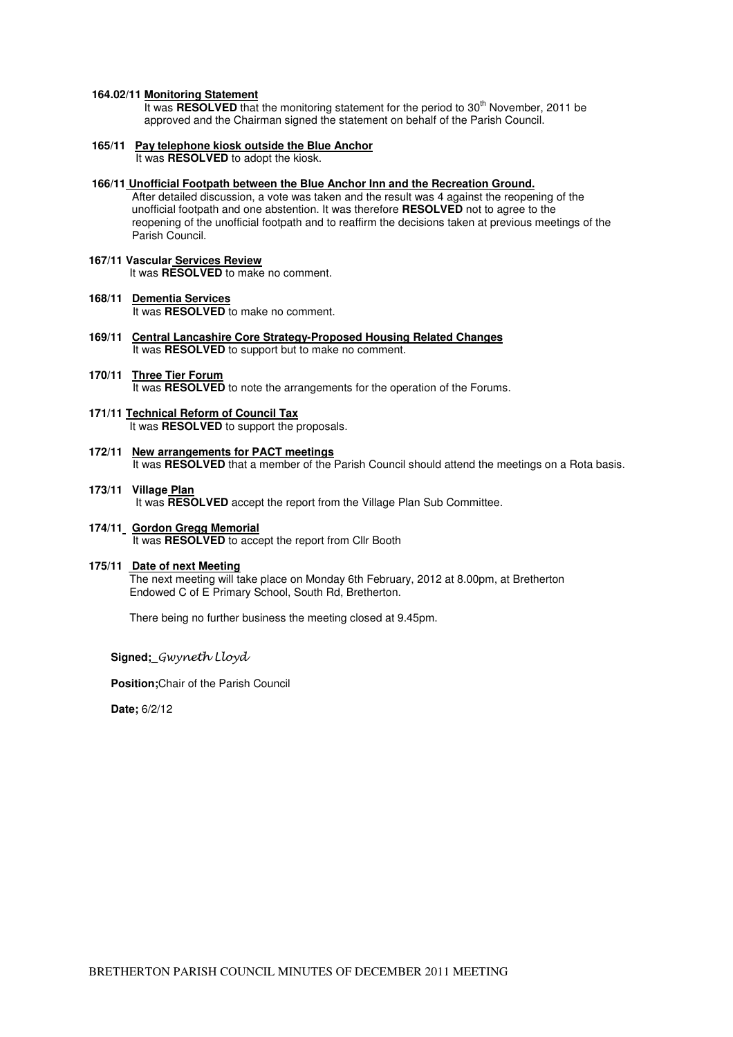**164.02/11 Monitoring Statement**

It was **RESOLVED** that the monitoring statement for the period to 30th November, 2011 be approved and the Chairman signed the statement on behalf of the Parish Council.

**165/11 Pay telephone kiosk outside the Blue Anchor**

It was **RESOLVED** to adopt the kiosk.

**166/11 Unofficial Footpath between the Blue Anchor Inn and the Recreation Ground.**

After detailed discussion, a vote was taken and the result was 4 against the reopening of the unofficial footpath and one abstention. It was therefore **RESOLVED** not to agree to the reopening of the unofficial footpath and to reaffirm the decisions taken at previous meetings of the Parish Council.

**167/11 Vascular Services Review**

It was **RESOLVED** to make no comment.

**168/11 Dementia Services**

It was **RESOLVED** to make no comment.

**169/11 Central Lancashire Core Strategy-Proposed Housing Related Changes**

It was **RESOLVED** to support but to make no comment.

**170/11 Three Tier Forum**

It was **RESOLVED** to note the arrangements for the operation of the Forums.

**171/11 Technical Reform of Council Tax**

It was **RESOLVED** to support the proposals.

**172/11 New arrangements for PACT meetings**

It was **RESOLVED** that a member of the Parish Council should attend the meetings on a Rota basis.

**173/11 Village Plan**

It was **RESOLVED** accept the report from the Village Plan Sub Committee.

**174/11 Gordon Gregg Memorial**

It was **RESOLVED** to accept the report from Cllr Booth

**175/11 Date of next Meeting**

The next meeting will take place on Monday 6th February, 2012 at 8.00pm, at Bretherton Endowed C of E Primary School, South Rd, Bretherton.

There being no further business the meeting closed at 9.45pm.

**Signed;** *Gwyneth Lloyd*

**Position;** Chair of the Parish Council

**Date;** 6/2/12